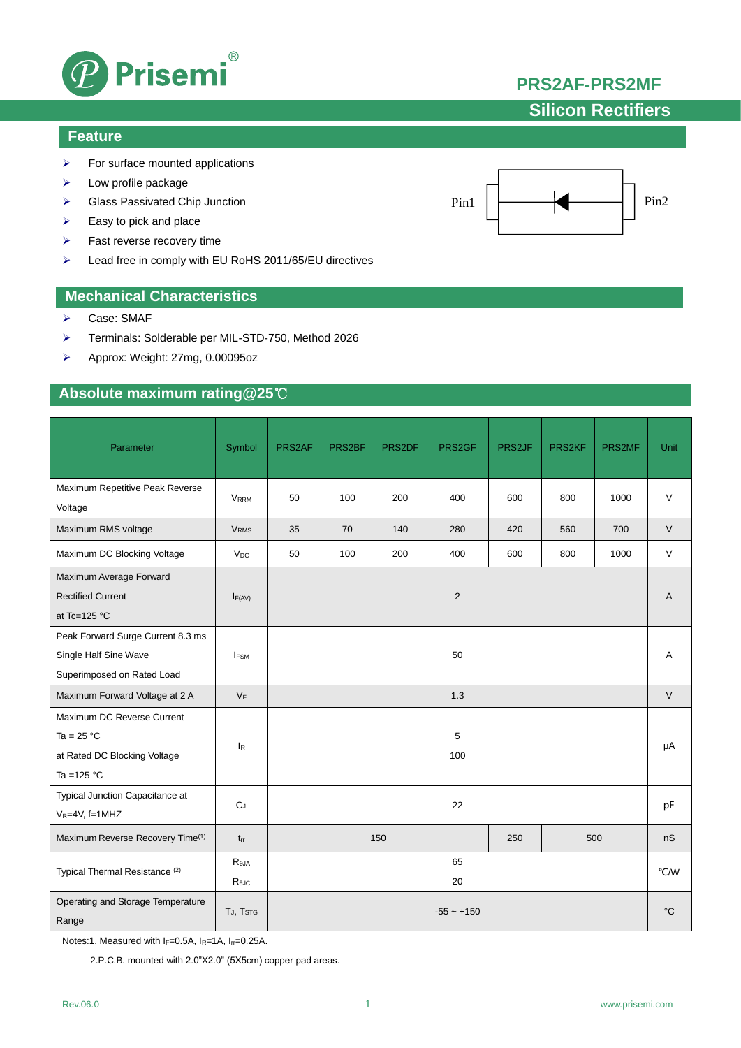# PRS2AF-PRS2MF

## Silicon Rectifiers

## Feature

- For surface mounted applications
- Low profile package
- Glass Passivated Chip Junction
- Easy to pick and place
- Fast reverse recovery time
- Lead free in comply with EU RoHS 2011/65/EU directives

Pin1 Pin2

## Mechanical Characteristics

- Case: SMAF
- Terminals: Solderable per MIL-STD-750, Method 2026
- Approx: Weight: 27mg, 0.00095oz

## Absolute maximum rating@25℃

| Parameter | Symbol | PRS2AF | PRS2BF | PRS2DF | PRS2GF | PRS2JF | PRS2KF | PRS2MF | Unit |
|---|---|---|---|---|---|---|---|---|---|
| Maximum Repetitive Peak Reverse Voltage | $V_{RRM}$ | 50 | 100 | 200 | 400 | 600 | 800 | 1000 | V |
| Maximum RMS voltage | $V_{RMS}$ | 35 | 70 | 140 | 280 | 420 | 560 | 700 | V |
| Maximum DC Blocking Voltage | $V_{DC}$ | 50 | 100 | 200 | 400 | 600 | 800 | 1000 | V |
| Maximum Average Forward Rectified Current at Tc=125 °C | $I_{F(AV)}$ | 2 | | | | | | | A |
| Peak Forward Surge Current 8.3 ms Single Half Sine Wave Superimposed on Rated Load | $I_{FSM}$ | 50 | | | | | | | A |
| Maximum Forward Voltage at 2 A | $V_F$ | 1.3 | | | | | | | V |
| Maximum DC Reverse Current Ta = 25 °C at Rated DC Blocking Voltage Ta =125 °C | $I_R$ | 5<br>100 | | | | | | | μA |
| Typical Junction Capacitance at $V_R$=4V, f=1MHZ | $C_J$ | 22 | | | | | | | pF |
| Maximum Reverse Recovery Time[1] | $t_{rr}$ | 150 | | | | 250 | 500 | | nS |
| Typical Thermal Resistance [2] | $R_{\theta JA}$<br>$R_{\theta JC}$ | 65<br>20 | | | | | | | ℃/W |
| Operating and Storage Temperature Range | $T_J$, $T_{STG}$ | -55 ~ +150 | | | | | | | °C |

Notes:1. Measured with $I_F$=0.5A, $I_R$=1A, $I_{rr}$=0.25A.

2.P.C.B. mounted with 2.0"X2.0" (5X5cm) copper pad areas.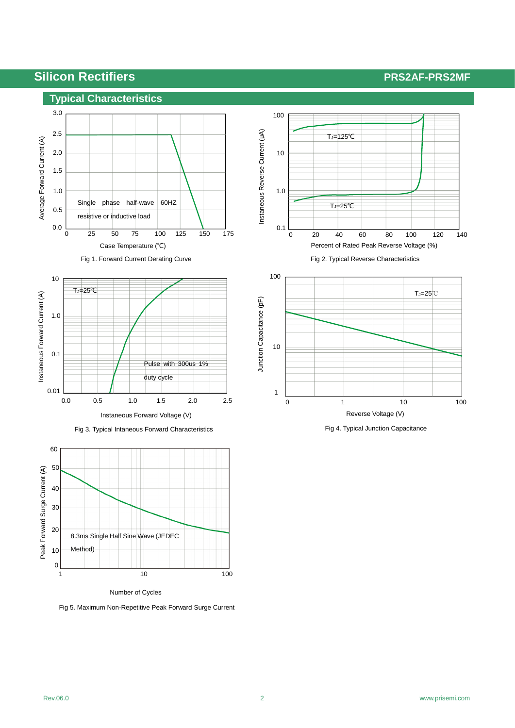## Typical Characteristics

Single phase half-wave 60HZ

resistive or inductive load

Fig 1. Forward Current Derating Curve

Fig 2. Typical Reverse Characteristics

Pulse with 300us 1% duty cycle

Fig 3. Typical Intaneous Forward Characteristics

Fig 4. Typical Junction Capacitance

8.3ms Single Half Sine Wave (JEDEC Method)

Fig 5. Maximum Non-Repetitive Peak Forward Surge Current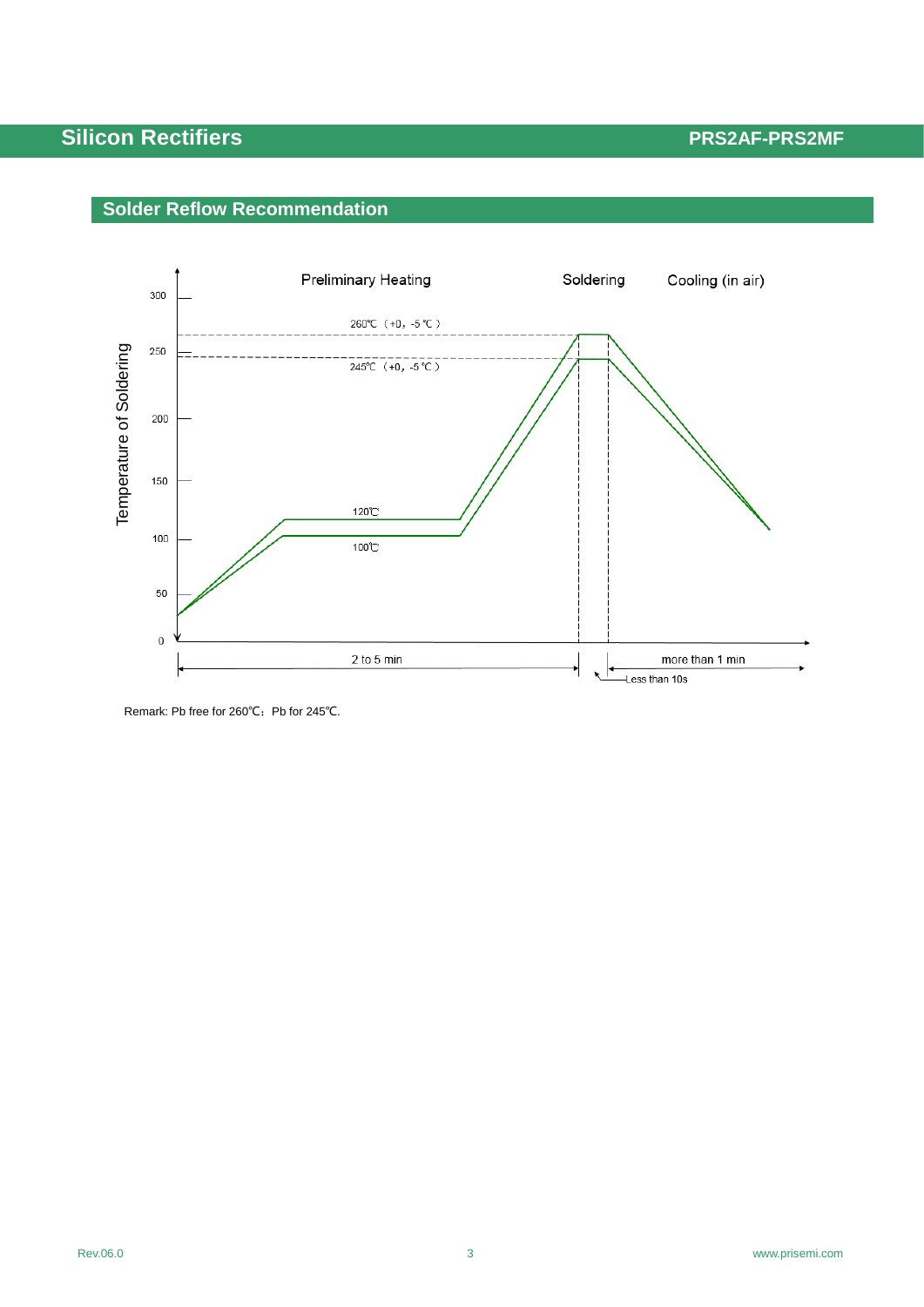## Solder Reflow Recommendation

Temperature of Soldering

Preliminary Heating | Soldering | Cooling (in air)

260℃（+0，-5℃）

245℃（+0，-5℃）

120℃

100℃

2 to 5 min | Less than 10s | more than 1 min

Remark: Pb free for 260℃；Pb for 245℃.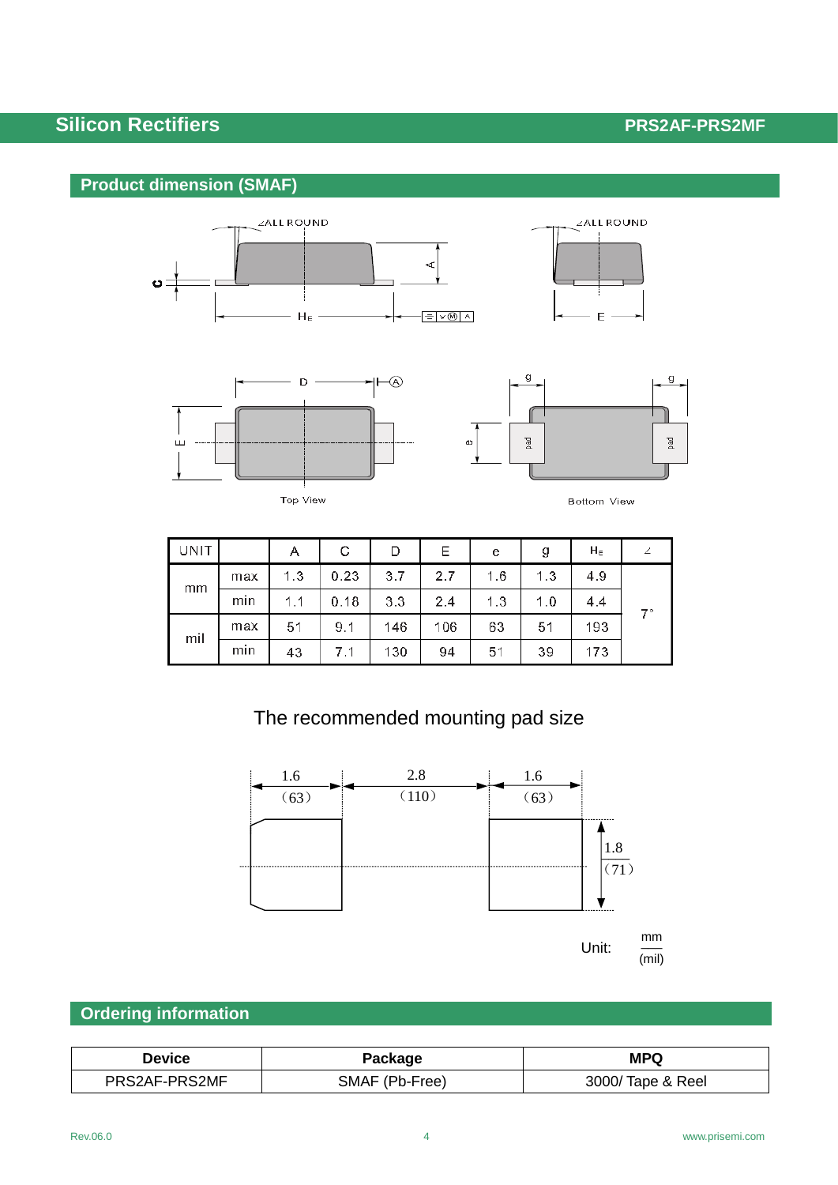## Product dimension (SMAF)

Top View

Bottom View

| UNIT | | A | C | D | E | e | g | $H_E$ | ∠ |
|---|---|---|---|---|---|---|---|---|---|
| mm | max | 1.3 | 0.23 | 3.7 | 2.7 | 1.6 | 1.3 | 4.9 | 7° |
| | min | 1.1 | 0.18 | 3.3 | 2.4 | 1.3 | 1.0 | 4.4 | |
| mil | max | 51 | 9.1 | 146 | 106 | 63 | 51 | 193 | |
| | min | 43 | 7.1 | 130 | 94 | 51 | 39 | 173 | |

The recommended mounting pad size

1.6 (63) — 2.8 (110) — 1.6 (63)

1.8 (71)

Unit: mm / (mil)

## Ordering information

| Device | Package | MPQ |
|---|---|---|
| PRS2AF-PRS2MF | SMAF (Pb-Free) | 3000/ Tape & Reel |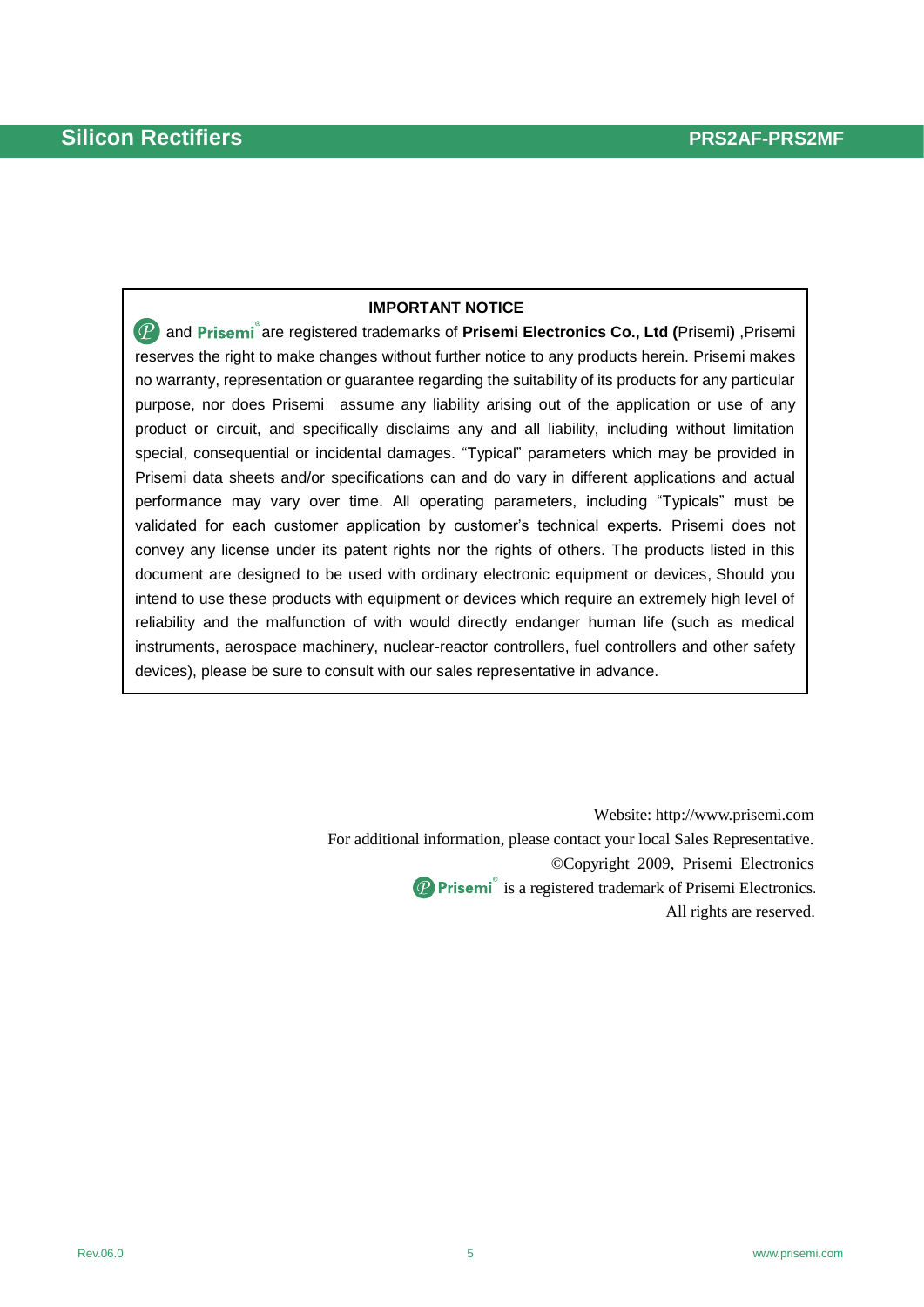## IMPORTANT NOTICE

and **Prisemi** are registered trademarks of **Prisemi Electronics Co., Ltd (**Prisemi**)** ,Prisemi reserves the right to make changes without further notice to any products herein. Prisemi makes no warranty, representation or guarantee regarding the suitability of its products for any particular purpose, nor does Prisemi assume any liability arising out of the application or use of any product or circuit, and specifically disclaims any and all liability, including without limitation special, consequential or incidental damages. "Typical" parameters which may be provided in Prisemi data sheets and/or specifications can and do vary in different applications and actual performance may vary over time. All operating parameters, including "Typicals" must be validated for each customer application by customer's technical experts. Prisemi does not convey any license under its patent rights nor the rights of others. The products listed in this document are designed to be used with ordinary electronic equipment or devices, Should you intend to use these products with equipment or devices which require an extremely high level of reliability and the malfunction of with would directly endanger human life (such as medical instruments, aerospace machinery, nuclear-reactor controllers, fuel controllers and other safety devices), please be sure to consult with our sales representative in advance.

Website: http://www.prisemi.com

For additional information, please contact your local Sales Representative.

©Copyright 2009, Prisemi Electronics

Prisemi is a registered trademark of Prisemi Electronics.

All rights are reserved.